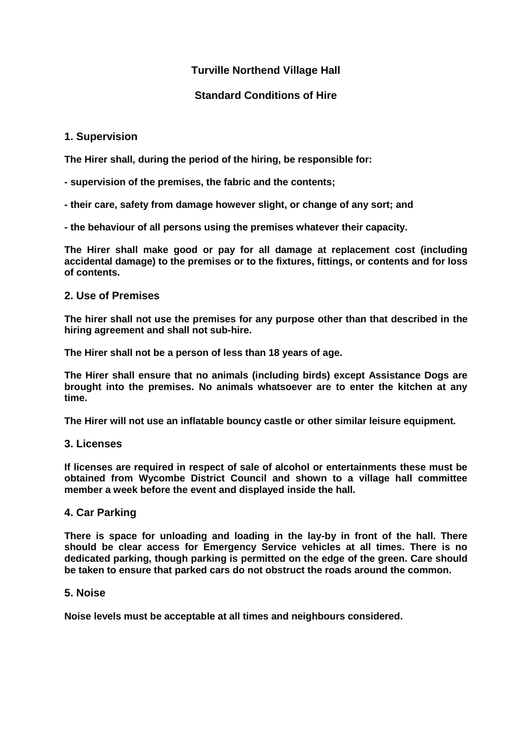# Turville Northend Village Hall

## Standard Conditions of Hire

### 1. Supervision

**The Hirer shall, during the period of the hiring, be responsible for:**

**- supervision of the premises, the fabric and the contents;**

**- their care, safety from damage however slight, or change of any sort; and**

**- the behaviour of all persons using the premises whatever their capacity.**

**The Hirer shall make good or pay for all damage at replacement cost (including accidental damage) to the premises or to the fixtures, fittings, or contents and for loss of contents.**

### 2. Use of Premises

**The hirer shall not use the premises for any purpose other than that described in the hiring agreement and shall not sub-hire.**

**The Hirer shall not be a person of less than 18 years of age.**

**The Hirer shall ensure that no animals (including birds) except Assistance Dogs are brought into the premises. No animals whatsoever are to enter the kitchen at any time.**

**The Hirer will not use an inflatable bouncy castle or other similar leisure equipment.**

### 3. Licenses

**If licenses are required in respect of sale of alcohol or entertainments these must be obtained from Wycombe District Council and shown to a village hall committee member a week before the event and displayed inside the hall.**

### 4. Car Parking

**There is space for unloading and loading in the lay-by in front of the hall. There should be clear access for Emergency Service vehicles at all times. There is no dedicated parking, though parking is permitted on the edge of the green. Care should be taken to ensure that parked cars do not obstruct the roads around the common.**

### 5. Noise

**Noise levels must be acceptable at all times and neighbours considered.**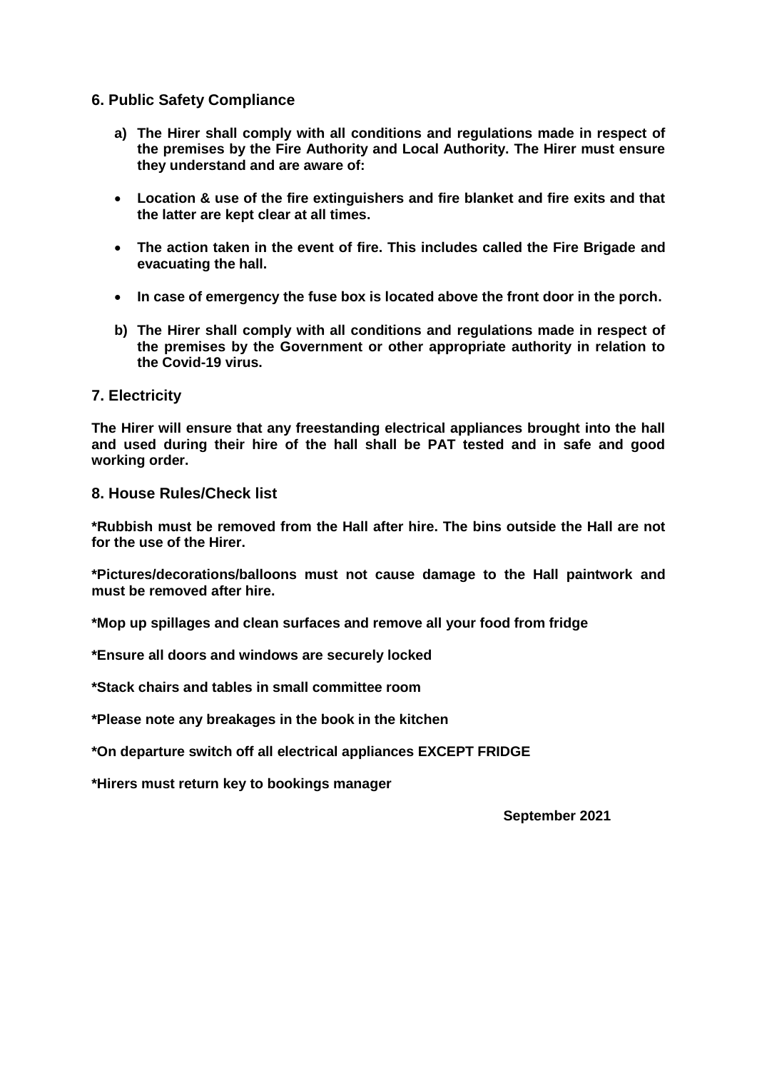## 6. Public Safety Compliance

**a) The Hirer shall comply with all conditions and regulations made in respect of the premises by the Fire Authority and Local Authority. The Hirer must ensure they understand and are aware of:**

- **Location & use of the fire extinguishers and fire blanket and fire exits and that the latter are kept clear at all times.**
- **The action taken in the event of fire. This includes called the Fire Brigade and evacuating the hall.**
- **In case of emergency the fuse box is located above the front door in the porch.**

**b) The Hirer shall comply with all conditions and regulations made in respect of the premises by the Government or other appropriate authority in relation to the Covid-19 virus.**

## 7. Electricity

**The Hirer will ensure that any freestanding electrical appliances brought into the hall and used during their hire of the hall shall be PAT tested and in safe and good working order.**

## 8. House Rules/Check list

**\*Rubbish must be removed from the Hall after hire. The bins outside the Hall are not for the use of the Hirer.**

**\*Pictures/decorations/balloons must not cause damage to the Hall paintwork and must be removed after hire.**

**\*Mop up spillages and clean surfaces and remove all your food from fridge**

**\*Ensure all doors and windows are securely locked**

**\*Stack chairs and tables in small committee room**

**\*Please note any breakages in the book in the kitchen**

**\*On departure switch off all electrical appliances EXCEPT FRIDGE**

**\*Hirers must return key to bookings manager**

**September 2021**